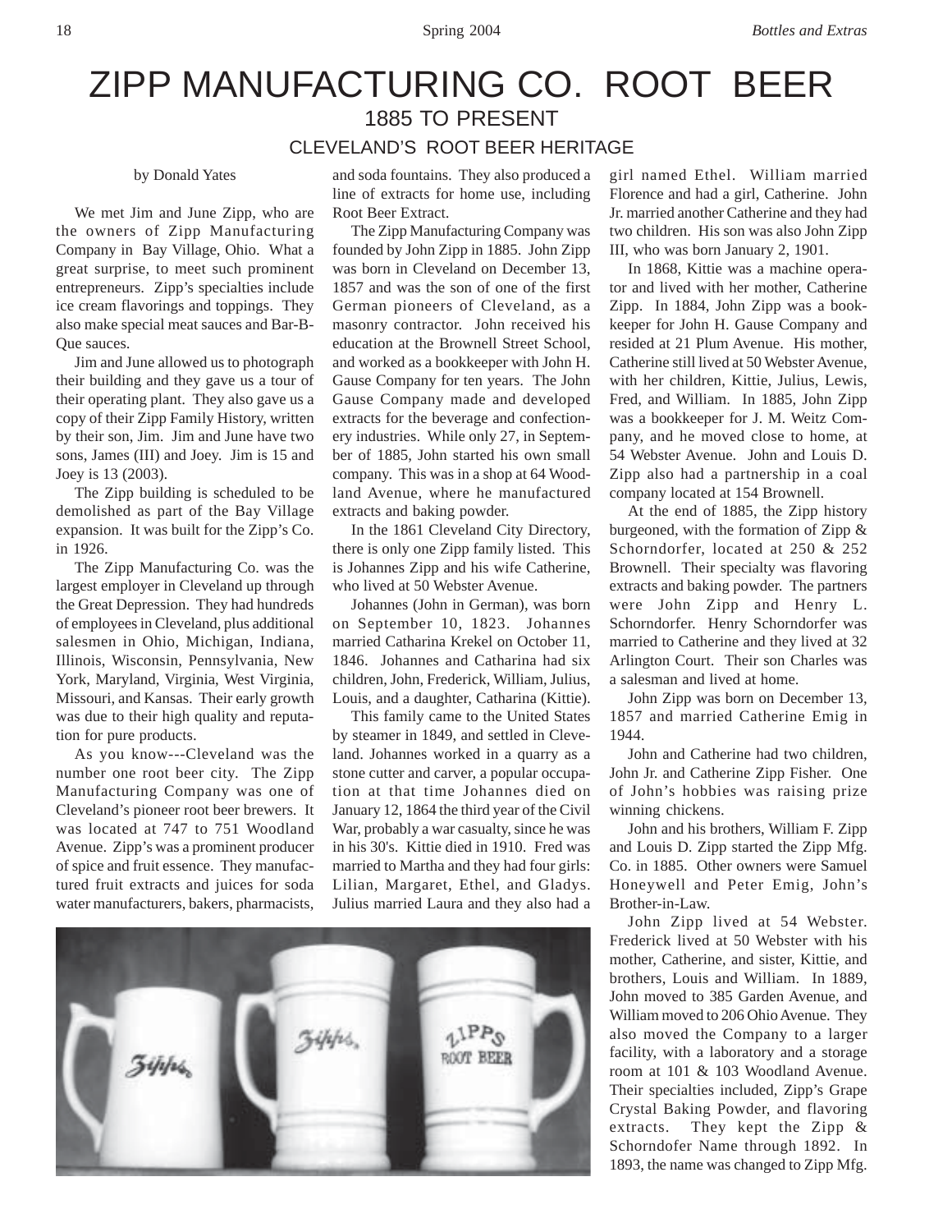# ZIPP MANUFACTURING CO. ROOT BEER

## 1885 TO PRESENT

### CLEVELAND'S ROOT BEER HERITAGE

by Donald Yates

We met Jim and June Zipp, who are the owners of Zipp Manufacturing Company in Bay Village, Ohio. What a great surprise, to meet such prominent entrepreneurs. Zipp's specialties include ice cream flavorings and toppings. They also make special meat sauces and Bar-B-Que sauces.

Jim and June allowed us to photograph their building and they gave us a tour of their operating plant. They also gave us a copy of their Zipp Family History, written by their son, Jim. Jim and June have two sons, James (III) and Joey. Jim is 15 and Joey is 13 (2003).

The Zipp building is scheduled to be demolished as part of the Bay Village expansion. It was built for the Zipp's Co. in 1926.

The Zipp Manufacturing Co. was the largest employer in Cleveland up through the Great Depression. They had hundreds of employees in Cleveland, plus additional salesmen in Ohio, Michigan, Indiana, Illinois, Wisconsin, Pennsylvania, New York, Maryland, Virginia, West Virginia, Missouri, and Kansas. Their early growth was due to their high quality and reputation for pure products.

As you know---Cleveland was the number one root beer city. The Zipp Manufacturing Company was one of Cleveland's pioneer root beer brewers. It was located at 747 to 751 Woodland Avenue. Zipp's was a prominent producer of spice and fruit essence. They manufactured fruit extracts and juices for soda water manufacturers, bakers, pharmacists, and soda fountains. They also produced a line of extracts for home use, including Root Beer Extract.

The Zipp Manufacturing Company was founded by John Zipp in 1885. John Zipp was born in Cleveland on December 13, 1857 and was the son of one of the first German pioneers of Cleveland, as a masonry contractor. John received his education at the Brownell Street School, and worked as a bookkeeper with John H. Gause Company for ten years. The John Gause Company made and developed extracts for the beverage and confectionery industries. While only 27, in September of 1885, John started his own small company. This was in a shop at 64 Woodland Avenue, where he manufactured extracts and baking powder.

In the 1861 Cleveland City Directory, there is only one Zipp family listed. This is Johannes Zipp and his wife Catherine, who lived at 50 Webster Avenue.

Johannes (John in German), was born on September 10, 1823. Johannes married Catharina Krekel on October 11, 1846. Johannes and Catharina had six children, John, Frederick, William, Julius, Louis, and a daughter, Catharina (Kittie).

This family came to the United States by steamer in 1849, and settled in Cleveland. Johannes worked in a quarry as a stone cutter and carver, a popular occupation at that time Johannes died on January 12, 1864 the third year of the Civil War, probably a war casualty, since he was in his 30's. Kittie died in 1910. Fred was married to Martha and they had four girls: Lilian, Margaret, Ethel, and Gladys. Julius married Laura and they also had a girl named Ethel. William married Florence and had a girl, Catherine. John Jr. married another Catherine and they had two children. His son was also John Zipp III, who was born January 2, 1901.

In 1868, Kittie was a machine operator and lived with her mother, Catherine Zipp. In 1884, John Zipp was a bookkeeper for John H. Gause Company and resided at 21 Plum Avenue. His mother, Catherine still lived at 50 Webster Avenue, with her children, Kittie, Julius, Lewis, Fred, and William. In 1885, John Zipp was a bookkeeper for J. M. Weitz Company, and he moved close to home, at 54 Webster Avenue. John and Louis D. Zipp also had a partnership in a coal company located at 154 Brownell.

At the end of 1885, the Zipp history burgeoned, with the formation of Zipp & Schorndorfer, located at 250 & 252 Brownell. Their specialty was flavoring extracts and baking powder. The partners were John Zipp and Henry L. Schorndorfer. Henry Schorndorfer was married to Catherine and they lived at 32 Arlington Court. Their son Charles was a salesman and lived at home.

John Zipp was born on December 13, 1857 and married Catherine Emig in 1944.

John and Catherine had two children, John Jr. and Catherine Zipp Fisher. One of John's hobbies was raising prize winning chickens.

John and his brothers, William F. Zipp and Louis D. Zipp started the Zipp Mfg. Co. in 1885. Other owners were Samuel Honeywell and Peter Emig, John's Brother-in-Law.

John Zipp lived at 54 Webster. Frederick lived at 50 Webster with his mother, Catherine, and sister, Kittie, and brothers, Louis and William. In 1889, John moved to 385 Garden Avenue, and William moved to 206 Ohio Avenue. They also moved the Company to a larger facility, with a laboratory and a storage room at 101 & 103 Woodland Avenue. Their specialties included, Zipp's Grape Crystal Baking Powder, and flavoring extracts. They kept the Zipp & Schorndofer Name through 1892. In 1893, the name was changed to Zipp Mfg.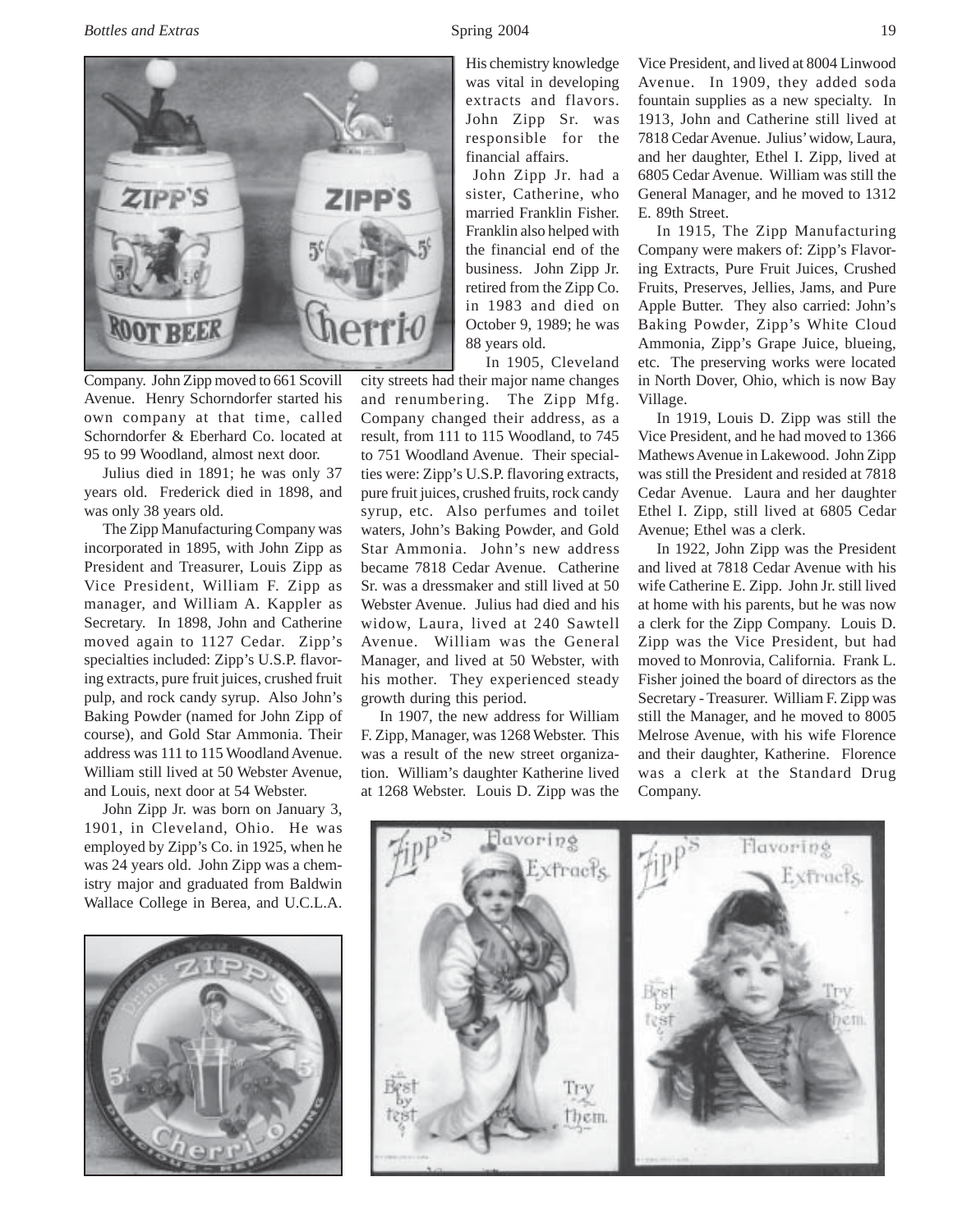Company. John Zipp moved to 661 Scovill Avenue. Henry Schorndorfer started his own company at that time, called Schorndorfer & Eberhard Co. located at 95 to 99 Woodland, almost next door.

Julius died in 1891; he was only 37 years old. Frederick died in 1898, and was only 38 years old.

The Zipp Manufacturing Company was incorporated in 1895, with John Zipp as President and Treasurer, Louis Zipp as Vice President, William F. Zipp as manager, and William A. Kappler as Secretary. In 1898, John and Catherine moved again to 1127 Cedar. Zipp's specialties included: Zipp's U.S.P. flavoring extracts, pure fruit juices, crushed fruit pulp, and rock candy syrup. Also John's Baking Powder (named for John Zipp of course), and Gold Star Ammonia. Their address was 111 to 115 Woodland Avenue. William still lived at 50 Webster Avenue, and Louis, next door at 54 Webster.

John Zipp Jr. was born on January 3, 1901, in Cleveland, Ohio. He was employed by Zipp's Co. in 1925, when he was 24 years old. John Zipp was a chemistry major and graduated from Baldwin Wallace College in Berea, and U.C.L.A. His chemistry knowledge was vital in developing extracts and flavors. John Zipp Sr. was responsible for the financial affairs.

John Zipp Jr. had a sister, Catherine, who married Franklin Fisher. Franklin also helped with the financial end of the business. John Zipp Jr. retired from the Zipp Co. in 1983 and died on October 9, 1989; he was 88 years old.

In 1905, Cleveland city streets had their major name changes and renumbering. The Zipp Mfg. Company changed their address, as a result, from 111 to 115 Woodland, to 745 to 751 Woodland Avenue. Their specialties were: Zipp's U.S.P. flavoring extracts, pure fruit juices, crushed fruits, rock candy syrup, etc. Also perfumes and toilet waters, John's Baking Powder, and Gold Star Ammonia. John's new address became 7818 Cedar Avenue. Catherine Sr. was a dressmaker and still lived at 50 Webster Avenue. Julius had died and his widow, Laura, lived at 240 Sawtell Avenue. William was the General Manager, and lived at 50 Webster, with his mother. They experienced steady growth during this period.

In 1907, the new address for William F. Zipp, Manager, was 1268 Webster. This was a result of the new street organization. William's daughter Katherine lived at 1268 Webster. Louis D. Zipp was the Vice President, and lived at 8004 Linwood Avenue. In 1909, they added soda fountain supplies as a new specialty. In 1913, John and Catherine still lived at 7818 Cedar Avenue. Julius' widow, Laura, and her daughter, Ethel I. Zipp, lived at 6805 Cedar Avenue. William was still the General Manager, and he moved to 1312 E. 89th Street.

In 1915, The Zipp Manufacturing Company were makers of: Zipp's Flavoring Extracts, Pure Fruit Juices, Crushed Fruits, Preserves, Jellies, Jams, and Pure Apple Butter. They also carried: John's Baking Powder, Zipp's White Cloud Ammonia, Zipp's Grape Juice, blueing, etc. The preserving works were located in North Dover, Ohio, which is now Bay Village.

In 1919, Louis D. Zipp was still the Vice President, and he had moved to 1366 Mathews Avenue in Lakewood. John Zipp was still the President and resided at 7818 Cedar Avenue. Laura and her daughter Ethel I. Zipp, still lived at 6805 Cedar Avenue; Ethel was a clerk.

In 1922, John Zipp was the President and lived at 7818 Cedar Avenue with his wife Catherine E. Zipp. John Jr. still lived at home with his parents, but he was now a clerk for the Zipp Company. Louis D. Zipp was the Vice President, but had moved to Monrovia, California. Frank L. Fisher joined the board of directors as the Secretary - Treasurer. William F. Zipp was still the Manager, and he moved to 8005 Melrose Avenue, with his wife Florence and their daughter, Katherine. Florence was a clerk at the Standard Drug Company.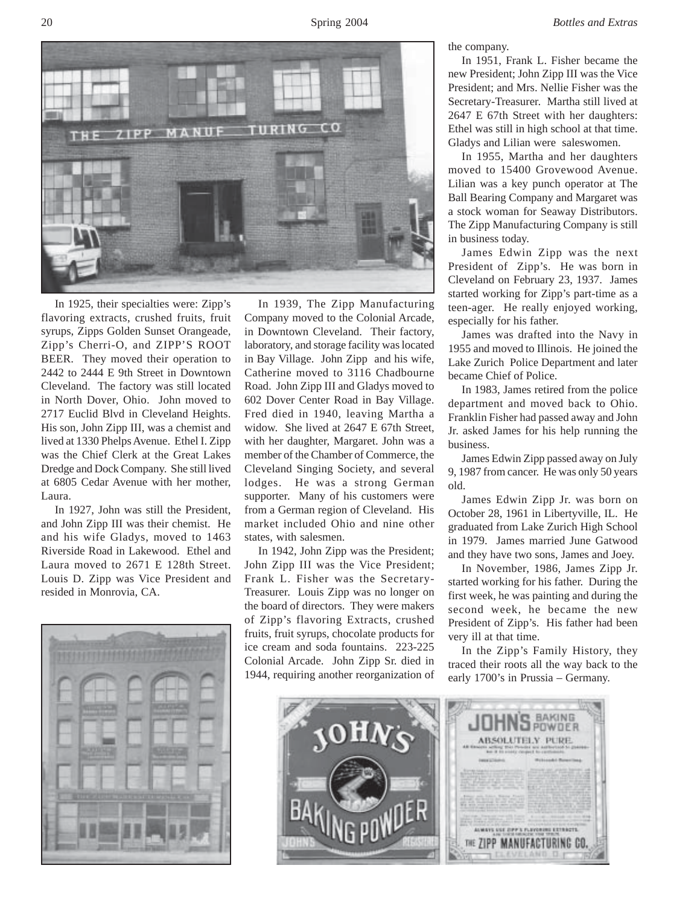In 1925, their specialties were: Zipp's flavoring extracts, crushed fruits, fruit syrups, Zipps Golden Sunset Orangeade, Zipp's Cherri-O, and ZIPP'S ROOT BEER. They moved their operation to 2442 to 2444 E 9th Street in Downtown Cleveland. The factory was still located in North Dover, Ohio. John moved to 2717 Euclid Blvd in Cleveland Heights. His son, John Zipp III, was a chemist and lived at 1330 Phelps Avenue. Ethel I. Zipp was the Chief Clerk at the Great Lakes Dredge and Dock Company. She still lived at 6805 Cedar Avenue with her mother, Laura.

In 1927, John was still the President, and John Zipp III was their chemist. He and his wife Gladys, moved to 1463 Riverside Road in Lakewood. Ethel and Laura moved to 2671 E 128th Street. Louis D. Zipp was Vice President and resided in Monrovia, CA.

In 1939, The Zipp Manufacturing Company moved to the Colonial Arcade, in Downtown Cleveland. Their factory, laboratory, and storage facility was located in Bay Village. John Zipp and his wife, Catherine moved to 3116 Chadbourne Road. John Zipp III and Gladys moved to 602 Dover Center Road in Bay Village. Fred died in 1940, leaving Martha a widow. She lived at 2647 E 67th Street, with her daughter, Margaret. John was a member of the Chamber of Commerce, the Cleveland Singing Society, and several lodges. He was a strong German supporter. Many of his customers were from a German region of Cleveland. His market included Ohio and nine other states, with salesmen.

In 1942, John Zipp was the President; John Zipp III was the Vice President; Frank L. Fisher was the Secretary-Treasurer. Louis Zipp was no longer on the board of directors. They were makers of Zipp's flavoring Extracts, crushed fruits, fruit syrups, chocolate products for ice cream and soda fountains. 223-225 Colonial Arcade. John Zipp Sr. died in 1944, requiring another reorganization of the company.

In 1951, Frank L. Fisher became the new President; John Zipp III was the Vice President; and Mrs. Nellie Fisher was the Secretary-Treasurer. Martha still lived at 2647 E 67th Street with her daughters: Ethel was still in high school at that time. Gladys and Lilian were saleswomen.

In 1955, Martha and her daughters moved to 15400 Grovewood Avenue. Lilian was a key punch operator at The Ball Bearing Company and Margaret was a stock woman for Seaway Distributors. The Zipp Manufacturing Company is still in business today.

James Edwin Zipp was the next President of Zipp's. He was born in Cleveland on February 23, 1937. James started working for Zipp's part-time as a teen-ager. He really enjoyed working, especially for his father.

James was drafted into the Navy in 1955 and moved to Illinois. He joined the Lake Zurich Police Department and later became Chief of Police.

In 1983, James retired from the police department and moved back to Ohio. Franklin Fisher had passed away and John Jr. asked James for his help running the business.

James Edwin Zipp passed away on July 9, 1987 from cancer. He was only 50 years old.

James Edwin Zipp Jr. was born on October 28, 1961 in Libertyville, IL. He graduated from Lake Zurich High School in 1979. James married June Gatwood and they have two sons, James and Joey.

In November, 1986, James Zipp Jr. started working for his father. During the first week, he was painting and during the second week, he became the new President of Zipp's. His father had been very ill at that time.

In the Zipp's Family History, they traced their roots all the way back to the early 1700's in Prussia – Germany.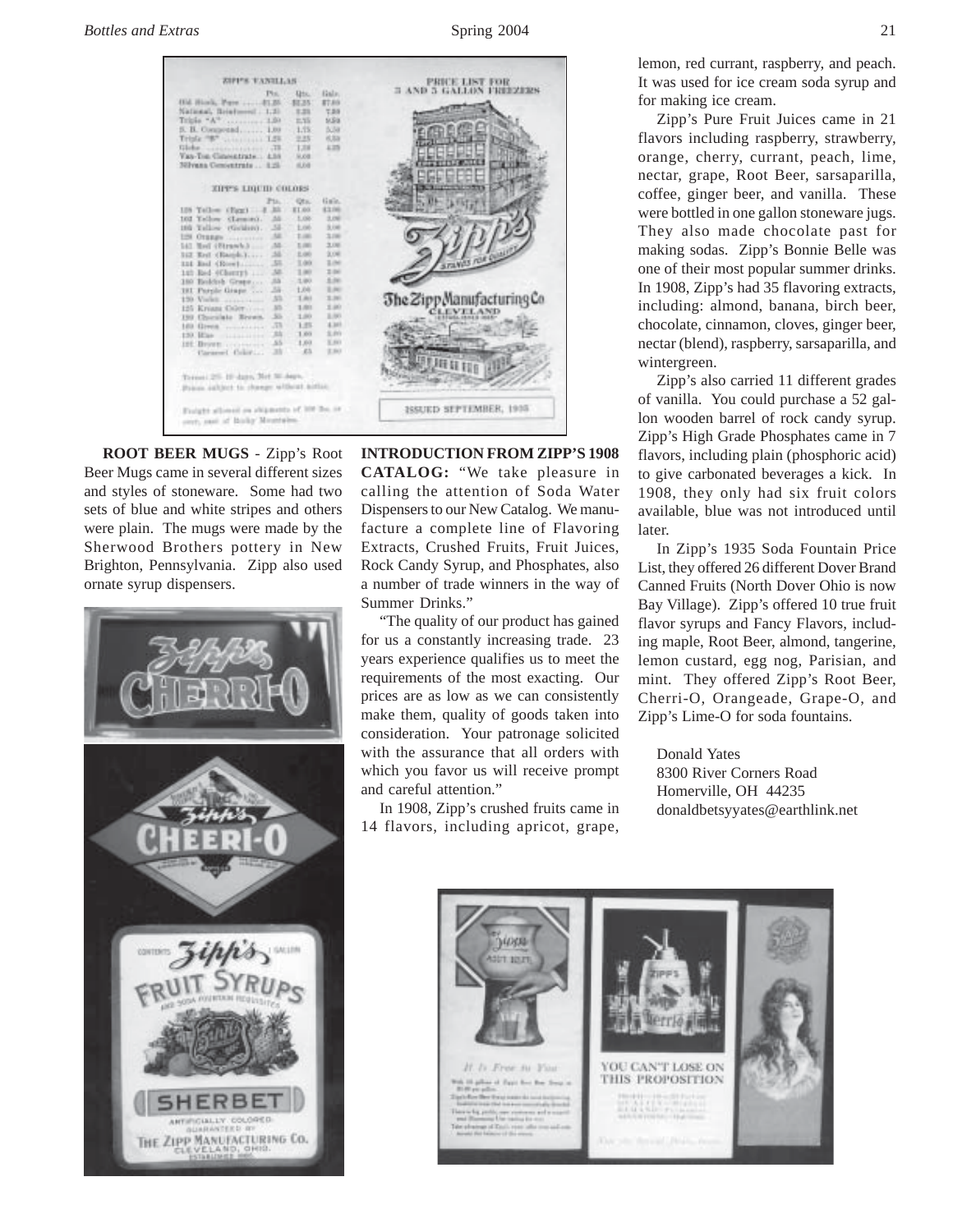**ROOT BEER MUGS** - Zipp's Root Beer Mugs came in several different sizes and styles of stoneware. Some had two sets of blue and white stripes and others were plain. The mugs were made by the Sherwood Brothers pottery in New Brighton, Pennsylvania. Zipp also used ornate syrup dispensers.

**INTRODUCTION FROM ZIPP'S 1908 CATALOG:** "We take pleasure in calling the attention of Soda Water Dispensers to our New Catalog. We manufacture a complete line of Flavoring Extracts, Crushed Fruits, Fruit Juices, Rock Candy Syrup, and Phosphates, also a number of trade winners in the way of Summer Drinks."

"The quality of our product has gained for us a constantly increasing trade. 23 years experience qualifies us to meet the requirements of the most exacting. Our prices are as low as we can consistently make them, quality of goods taken into consideration. Your patronage solicited with the assurance that all orders with which you favor us will receive prompt and careful attention."

In 1908, Zipp's crushed fruits came in 14 flavors, including apricot, grape, lemon, red currant, raspberry, and peach. It was used for ice cream soda syrup and for making ice cream.

Zipp's Pure Fruit Juices came in 21 flavors including raspberry, strawberry, orange, cherry, currant, peach, lime, nectar, grape, Root Beer, sarsaparilla, coffee, ginger beer, and vanilla. These were bottled in one gallon stoneware jugs. They also made chocolate past for making sodas. Zipp's Bonnie Belle was one of their most popular summer drinks. In 1908, Zipp's had 35 flavoring extracts, including: almond, banana, birch beer, chocolate, cinnamon, cloves, ginger beer, nectar (blend), raspberry, sarsaparilla, and wintergreen.

Zipp's also carried 11 different grades of vanilla. You could purchase a 52 gallon wooden barrel of rock candy syrup. Zipp's High Grade Phosphates came in 7 flavors, including plain (phosphoric acid) to give carbonated beverages a kick. In 1908, they only had six fruit colors available, blue was not introduced until later.

In Zipp's 1935 Soda Fountain Price List, they offered 26 different Dover Brand Canned Fruits (North Dover Ohio is now Bay Village). Zipp's offered 10 true fruit flavor syrups and Fancy Flavors, including maple, Root Beer, almond, tangerine, lemon custard, egg nog, Parisian, and mint. They offered Zipp's Root Beer, Cherri-O, Orangeade, Grape-O, and Zipp's Lime-O for soda fountains.

Donald Yates
8300 River Corners Road
Homerville, OH 44235
donaldbetsyyates@earthlink.net